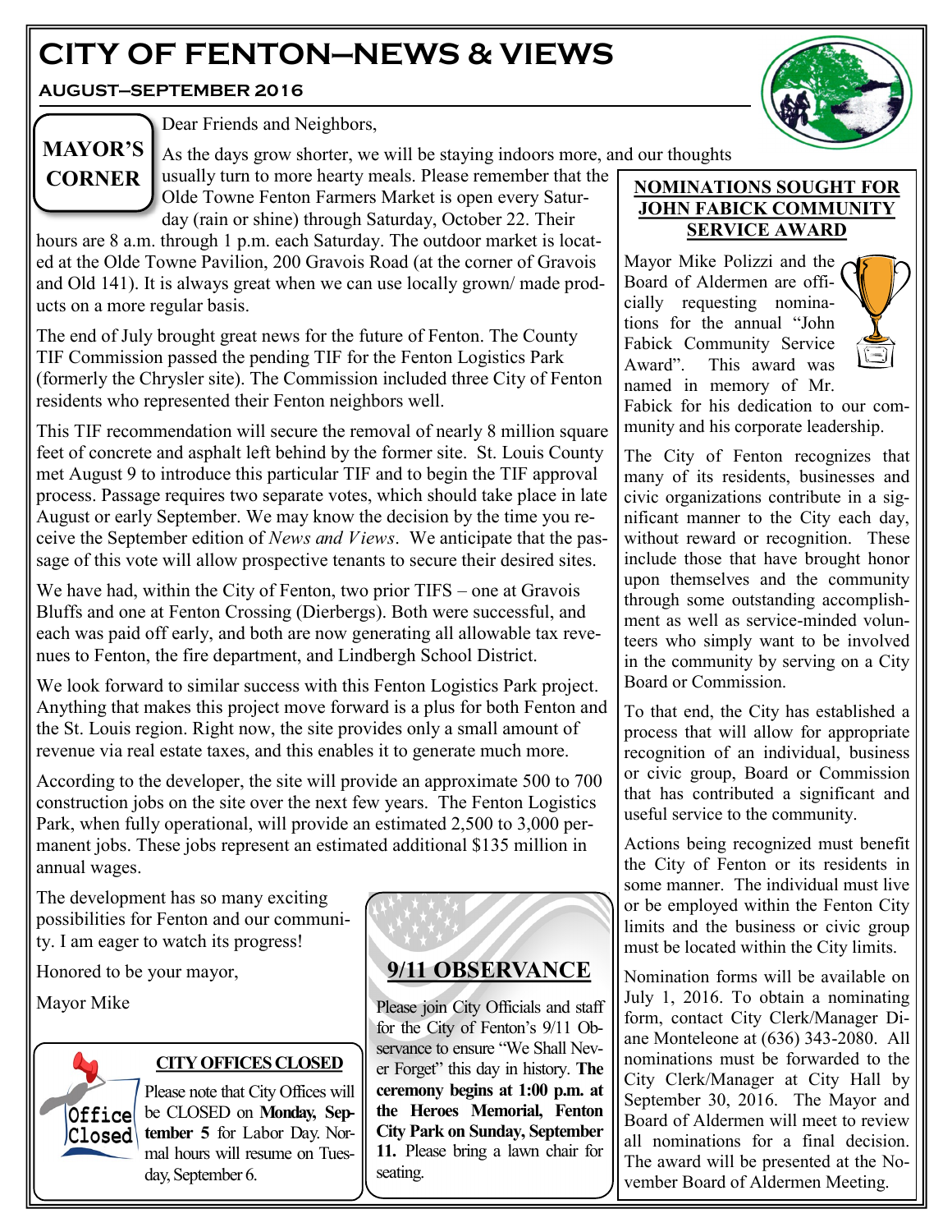# CITY OF FENTON—NEWS & VIEWS

**AUGUST—SEPTEMBER 2016**

## MAYOR'S CORNER

Dear Friends and Neighbors,

As the days grow shorter, we will be staying indoors more, and our thoughts usually turn to more hearty meals. Please remember that the Olde Towne Fenton Farmers Market is open every Saturday (rain or shine) through Saturday, October 22. Their hours are 8 a.m. through 1 p.m. each Saturday. The outdoor market is located at the Olde Towne Pavilion, 200 Gravois Road (at the corner of Gravois and Old 141). It is always great when we can use locally grown/ made products on a more regular basis.

The end of July brought great news for the future of Fenton. The County TIF Commission passed the pending TIF for the Fenton Logistics Park (formerly the Chrysler site). The Commission included three City of Fenton residents who represented their Fenton neighbors well.

This TIF recommendation will secure the removal of nearly 8 million square feet of concrete and asphalt left behind by the former site. St. Louis County met August 9 to introduce this particular TIF and to begin the TIF approval process. Passage requires two separate votes, which should take place in late August or early September. We may know the decision by the time you receive the September edition of *News and Views*. We anticipate that the passage of this vote will allow prospective tenants to secure their desired sites.

We have had, within the City of Fenton, two prior TIFS – one at Gravois Bluffs and one at Fenton Crossing (Dierbergs). Both were successful, and each was paid off early, and both are now generating all allowable tax revenues to Fenton, the fire department, and Lindbergh School District.

We look forward to similar success with this Fenton Logistics Park project. Anything that makes this project move forward is a plus for both Fenton and the St. Louis region. Right now, the site provides only a small amount of revenue via real estate taxes, and this enables it to generate much more.

According to the developer, the site will provide an approximate 500 to 700 construction jobs on the site over the next few years. The Fenton Logistics Park, when fully operational, will provide an estimated 2,500 to 3,000 permanent jobs. These jobs represent an estimated additional $135 million in annual wages.

The development has so many exciting possibilities for Fenton and our community. I am eager to watch its progress!

Honored to be your mayor,

Mayor Mike

### CITY OFFICES CLOSED

Please note that City Offices will be CLOSED on **Monday, September 5** for Labor Day. Normal hours will resume on Tuesday, September 6.

### 9/11 OBSERVANCE

Please join City Officials and staff for the City of Fenton's 9/11 Observance to ensure "We Shall Never Forget" this day in history. **The ceremony begins at 1:00 p.m. at the Heroes Memorial, Fenton City Park on Sunday, September 11.** Please bring a lawn chair for seating.

### NOMINATIONS SOUGHT FOR JOHN FABICK COMMUNITY SERVICE AWARD

Mayor Mike Polizzi and the Board of Aldermen are officially requesting nominations for the annual "John Fabick Community Service Award". This award was named in memory of Mr. Fabick for his dedication to our community and his corporate leadership.

The City of Fenton recognizes that many of its residents, businesses and civic organizations contribute in a significant manner to the City each day, without reward or recognition. These include those that have brought honor upon themselves and the community through some outstanding accomplishment as well as service-minded volunteers who simply want to be involved in the community by serving on a City Board or Commission.

To that end, the City has established a process that will allow for appropriate recognition of an individual, business or civic group, Board or Commission that has contributed a significant and useful service to the community.

Actions being recognized must benefit the City of Fenton or its residents in some manner. The individual must live or be employed within the Fenton City limits and the business or civic group must be located within the City limits.

Nomination forms will be available on July 1, 2016. To obtain a nominating form, contact City Clerk/Manager Diane Monteleone at (636) 343-2080. All nominations must be forwarded to the City Clerk/Manager at City Hall by September 30, 2016. The Mayor and Board of Aldermen will meet to review all nominations for a final decision. The award will be presented at the November Board of Aldermen Meeting.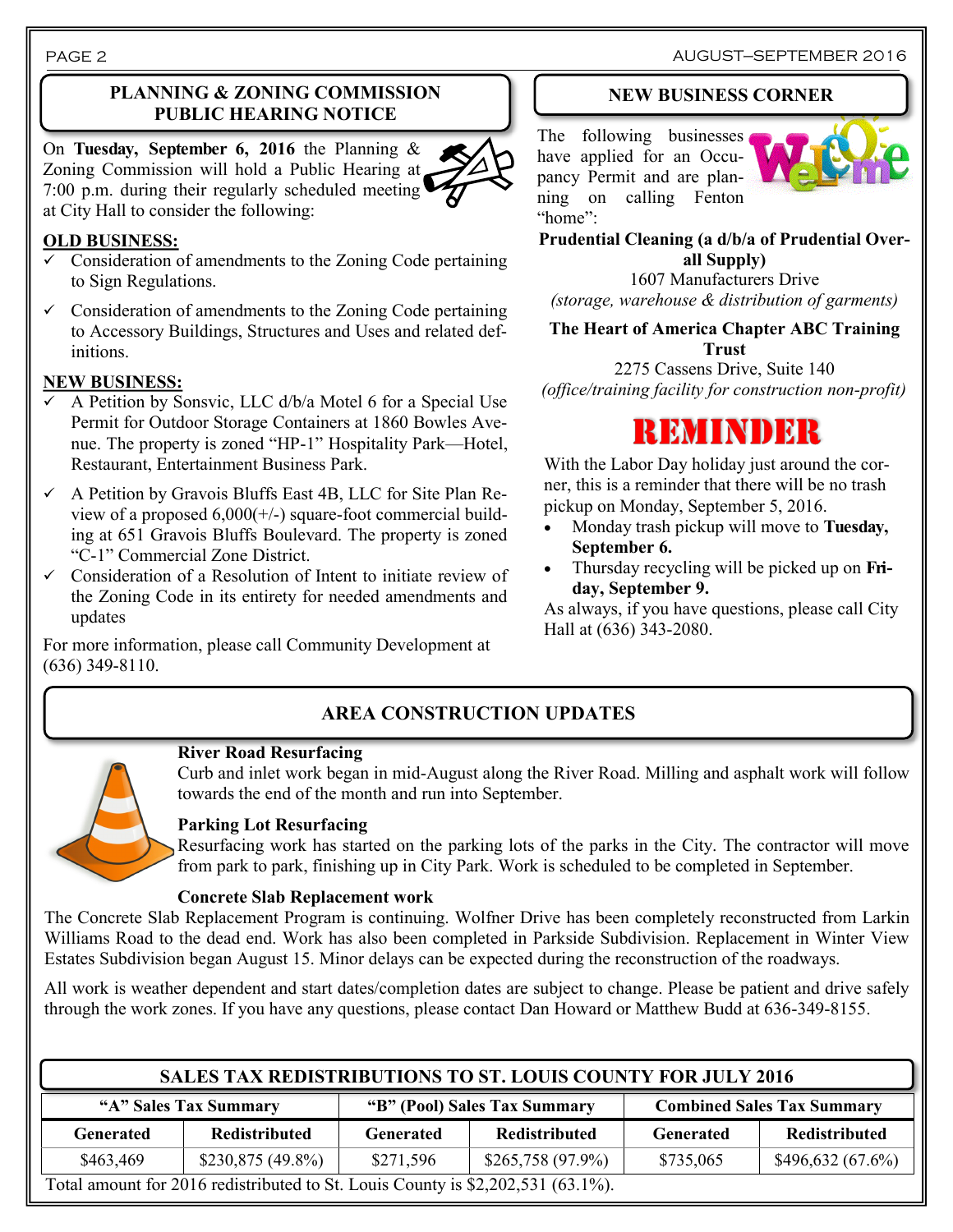## PLANNING & ZONING COMMISSION PUBLIC HEARING NOTICE

On **Tuesday, September 6, 2016** the Planning & Zoning Commission will hold a Public Hearing at 7:00 p.m. during their regularly scheduled meeting at City Hall to consider the following:

**OLD BUSINESS:**

- ✓ Consideration of amendments to the Zoning Code pertaining to Sign Regulations.
- ✓ Consideration of amendments to the Zoning Code pertaining to Accessory Buildings, Structures and Uses and related definitions.

**NEW BUSINESS:**

- ✓ A Petition by Sonsvic, LLC d/b/a Motel 6 for a Special Use Permit for Outdoor Storage Containers at 1860 Bowles Avenue. The property is zoned "HP-1" Hospitality Park—Hotel, Restaurant, Entertainment Business Park.
- ✓ A Petition by Gravois Bluffs East 4B, LLC for Site Plan Review of a proposed 6,000(+/-) square-foot commercial building at 651 Gravois Bluffs Boulevard. The property is zoned "C-1" Commercial Zone District.
- ✓ Consideration of a Resolution of Intent to initiate review of the Zoning Code in its entirety for needed amendments and updates

For more information, please call Community Development at (636) 349-8110.

## NEW BUSINESS CORNER

The following businesses have applied for an Occupancy Permit and are planning on calling Fenton "home":

**Prudential Cleaning (a d/b/a of Prudential Overall Supply)**
1607 Manufacturers Drive
*(storage, warehouse & distribution of garments)*

**The Heart of America Chapter ABC Training Trust**
2275 Cassens Drive, Suite 140
*(office/training facility for construction non-profit)*

## REMINDER

With the Labor Day holiday just around the corner, this is a reminder that there will be no trash pickup on Monday, September 5, 2016.

- Monday trash pickup will move to **Tuesday, September 6.**
- Thursday recycling will be picked up on **Friday, September 9.**

As always, if you have questions, please call City Hall at (636) 343-2080.

## AREA CONSTRUCTION UPDATES

**River Road Resurfacing**
Curb and inlet work began in mid-August along the River Road. Milling and asphalt work will follow towards the end of the month and run into September.

**Parking Lot Resurfacing**
Resurfacing work has started on the parking lots of the parks in the City. The contractor will move from park to park, finishing up in City Park. Work is scheduled to be completed in September.

**Concrete Slab Replacement work**
The Concrete Slab Replacement Program is continuing. Wolfner Drive has been completely reconstructed from Larkin Williams Road to the dead end. Work has also been completed in Parkside Subdivision. Replacement in Winter View Estates Subdivision began August 15. Minor delays can be expected during the reconstruction of the roadways.

All work is weather dependent and start dates/completion dates are subject to change. Please be patient and drive safely through the work zones. If you have any questions, please contact Dan Howard or Matthew Budd at 636-349-8155.

## SALES TAX REDISTRIBUTIONS TO ST. LOUIS COUNTY FOR JULY 2016

| "A" Sales Tax Summary | | "B" (Pool) Sales Tax Summary | | Combined Sales Tax Summary | |
|---|---|---|---|---|---|
| **Generated** | **Redistributed** | **Generated** | **Redistributed** | **Generated** | **Redistributed** |
| $463,469 | $230,875 (49.8%) | $271,596 | $265,758 (97.9%) | $735,065 | $496,632 (67.6%) |

Total amount for 2016 redistributed to St. Louis County is $2,202,531 (63.1%).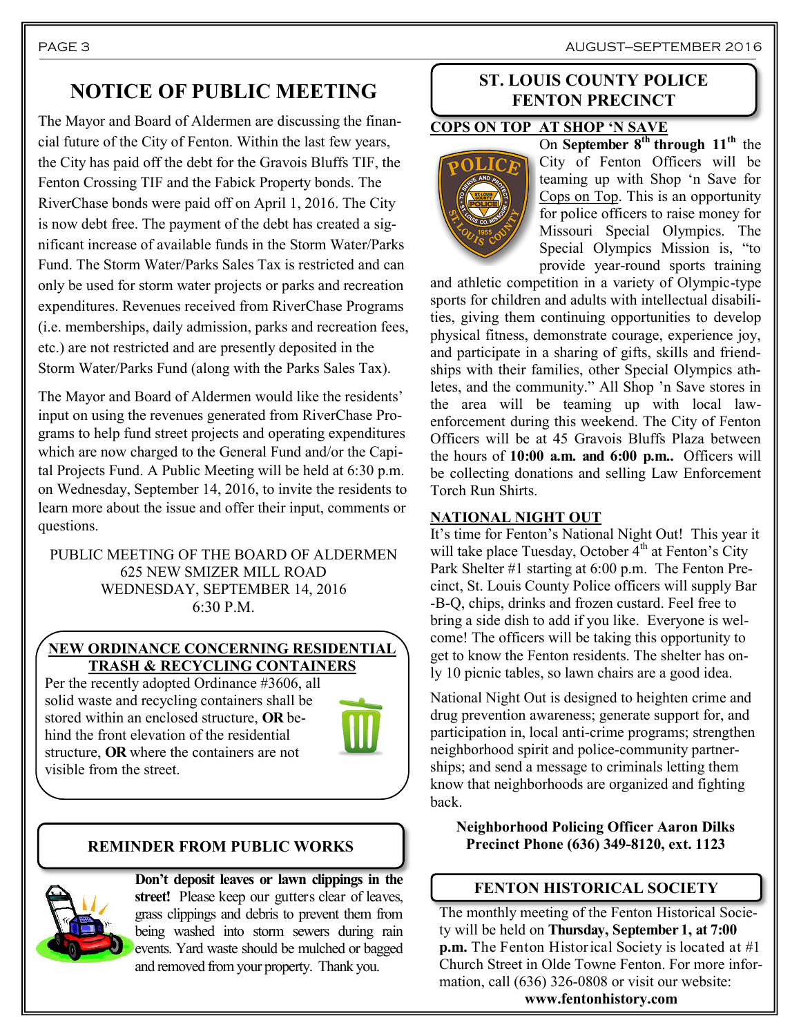# NOTICE OF PUBLIC MEETING

The Mayor and Board of Aldermen are discussing the financial future of the City of Fenton. Within the last few years, the City has paid off the debt for the Gravois Bluffs TIF, the Fenton Crossing TIF and the Fabick Property bonds. The RiverChase bonds were paid off on April 1, 2016. The City is now debt free. The payment of the debt has created a significant increase of available funds in the Storm Water/Parks Fund. The Storm Water/Parks Sales Tax is restricted and can only be used for storm water projects or parks and recreation expenditures. Revenues received from RiverChase Programs (i.e. memberships, daily admission, parks and recreation fees, etc.) are not restricted and are presently deposited in the Storm Water/Parks Fund (along with the Parks Sales Tax).

The Mayor and Board of Aldermen would like the residents' input on using the revenues generated from RiverChase Programs to help fund street projects and operating expenditures which are now charged to the General Fund and/or the Capital Projects Fund. A Public Meeting will be held at 6:30 p.m. on Wednesday, September 14, 2016, to invite the residents to learn more about the issue and offer their input, comments or questions.

PUBLIC MEETING OF THE BOARD OF ALDERMEN
625 NEW SMIZER MILL ROAD
WEDNESDAY, SEPTEMBER 14, 2016
6:30 P.M.

## NEW ORDINANCE CONCERNING RESIDENTIAL TRASH & RECYCLING CONTAINERS

Per the recently adopted Ordinance #3606, all solid waste and recycling containers shall be stored within an enclosed structure, **OR** behind the front elevation of the residential structure, **OR** where the containers are not visible from the street.

## REMINDER FROM PUBLIC WORKS

**Don't deposit leaves or lawn clippings in the street!** Please keep our gutters clear of leaves, grass clippings and debris to prevent them from being washed into storm sewers during rain events. Yard waste should be mulched or bagged and removed from your property. Thank you.

## ST. LOUIS COUNTY POLICE FENTON PRECINCT

**COPS ON TOP AT SHOP 'N SAVE**

On **September 8th through 11th** the City of Fenton Officers will be teaming up with Shop 'n Save for Cops on Top. This is an opportunity for police officers to raise money for Missouri Special Olympics. The Special Olympics Mission is, "to provide year-round sports training and athletic competition in a variety of Olympic-type sports for children and adults with intellectual disabilities, giving them continuing opportunities to develop physical fitness, demonstrate courage, experience joy, and participate in a sharing of gifts, skills and friendships with their families, other Special Olympics athletes, and the community." All Shop 'n Save stores in the area will be teaming up with local law-enforcement during this weekend. The City of Fenton Officers will be at 45 Gravois Bluffs Plaza between the hours of **10:00 a.m. and 6:00 p.m.**. Officers will be collecting donations and selling Law Enforcement Torch Run Shirts.

**NATIONAL NIGHT OUT**

It's time for Fenton's National Night Out! This year it will take place Tuesday, October 4th at Fenton's City Park Shelter #1 starting at 6:00 p.m. The Fenton Precinct, St. Louis County Police officers will supply Bar-B-Q, chips, drinks and frozen custard. Feel free to bring a side dish to add if you like. Everyone is welcome! The officers will be taking this opportunity to get to know the Fenton residents. The shelter has only 10 picnic tables, so lawn chairs are a good idea.

National Night Out is designed to heighten crime and drug prevention awareness; generate support for, and participation in, local anti-crime programs; strengthen neighborhood spirit and police-community partnerships; and send a message to criminals letting them know that neighborhoods are organized and fighting back.

**Neighborhood Policing Officer Aaron Dilks**
**Precinct Phone (636) 349-8120, ext. 1123**

## FENTON HISTORICAL SOCIETY

The monthly meeting of the Fenton Historical Society will be held on **Thursday, September 1, at 7:00 p.m.** The Fenton Historical Society is located at #1 Church Street in Olde Towne Fenton. For more information, call (636) 326-0808 or visit our website: **www.fentonhistory.com**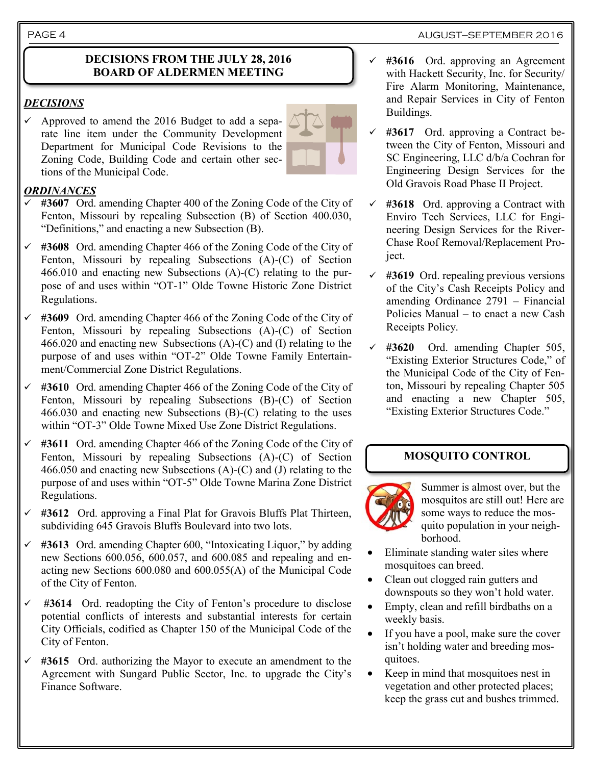## DECISIONS FROM THE JULY 28, 2016 BOARD OF ALDERMEN MEETING

***DECISIONS***

- ✓ Approved to amend the 2016 Budget to add a separate line item under the Community Development Department for Municipal Code Revisions to the Zoning Code, Building Code and certain other sections of the Municipal Code.

***ORDINANCES***

- ✓ **#3607** Ord. amending Chapter 400 of the Zoning Code of the City of Fenton, Missouri by repealing Subsection (B) of Section 400.030, "Definitions," and enacting a new Subsection (B).
- ✓ **#3608** Ord. amending Chapter 466 of the Zoning Code of the City of Fenton, Missouri by repealing Subsections (A)-(C) of Section 466.010 and enacting new Subsections (A)-(C) relating to the purpose of and uses within "OT-1" Olde Towne Historic Zone District Regulations.
- ✓ **#3609** Ord. amending Chapter 466 of the Zoning Code of the City of Fenton, Missouri by repealing Subsections (A)-(C) of Section 466.020 and enacting new Subsections (A)-(C) and (I) relating to the purpose of and uses within "OT-2" Olde Towne Family Entertainment/Commercial Zone District Regulations.
- ✓ **#3610** Ord. amending Chapter 466 of the Zoning Code of the City of Fenton, Missouri by repealing Subsections (B)-(C) of Section 466.030 and enacting new Subsections (B)-(C) relating to the uses within "OT-3" Olde Towne Mixed Use Zone District Regulations.
- ✓ **#3611** Ord. amending Chapter 466 of the Zoning Code of the City of Fenton, Missouri by repealing Subsections (A)-(C) of Section 466.050 and enacting new Subsections (A)-(C) and (J) relating to the purpose of and uses within "OT-5" Olde Towne Marina Zone District Regulations.
- ✓ **#3612** Ord. approving a Final Plat for Gravois Bluffs Plat Thirteen, subdividing 645 Gravois Bluffs Boulevard into two lots.
- ✓ **#3613** Ord. amending Chapter 600, "Intoxicating Liquor," by adding new Sections 600.056, 600.057, and 600.085 and repealing and enacting new Sections 600.080 and 600.055(A) of the Municipal Code of the City of Fenton.
- ✓ **#3614** Ord. readopting the City of Fenton's procedure to disclose potential conflicts of interests and substantial interests for certain City Officials, codified as Chapter 150 of the Municipal Code of the City of Fenton.
- ✓ **#3615** Ord. authorizing the Mayor to execute an amendment to the Agreement with Sungard Public Sector, Inc. to upgrade the City's Finance Software.
- ✓ **#3616** Ord. approving an Agreement with Hackett Security, Inc. for Security/Fire Alarm Monitoring, Maintenance, and Repair Services in City of Fenton Buildings.
- ✓ **#3617** Ord. approving a Contract between the City of Fenton, Missouri and SC Engineering, LLC d/b/a Cochran for Engineering Design Services for the Old Gravois Road Phase II Project.
- ✓ **#3618** Ord. approving a Contract with Enviro Tech Services, LLC for Engineering Design Services for the RiverChase Roof Removal/Replacement Project.
- ✓ **#3619** Ord. repealing previous versions of the City's Cash Receipts Policy and amending Ordinance 2791 – Financial Policies Manual – to enact a new Cash Receipts Policy.
- ✓ **#3620** Ord. amending Chapter 505, "Existing Exterior Structures Code," of the Municipal Code of the City of Fenton, Missouri by repealing Chapter 505 and enacting a new Chapter 505, "Existing Exterior Structures Code."

## MOSQUITO CONTROL

Summer is almost over, but the mosquitos are still out! Here are some ways to reduce the mosquito population in your neighborhood.

- Eliminate standing water sites where mosquitoes can breed.
- Clean out clogged rain gutters and downspouts so they won't hold water.
- Empty, clean and refill birdbaths on a weekly basis.
- If you have a pool, make sure the cover isn't holding water and breeding mosquitoes.
- Keep in mind that mosquitoes nest in vegetation and other protected places; keep the grass cut and bushes trimmed.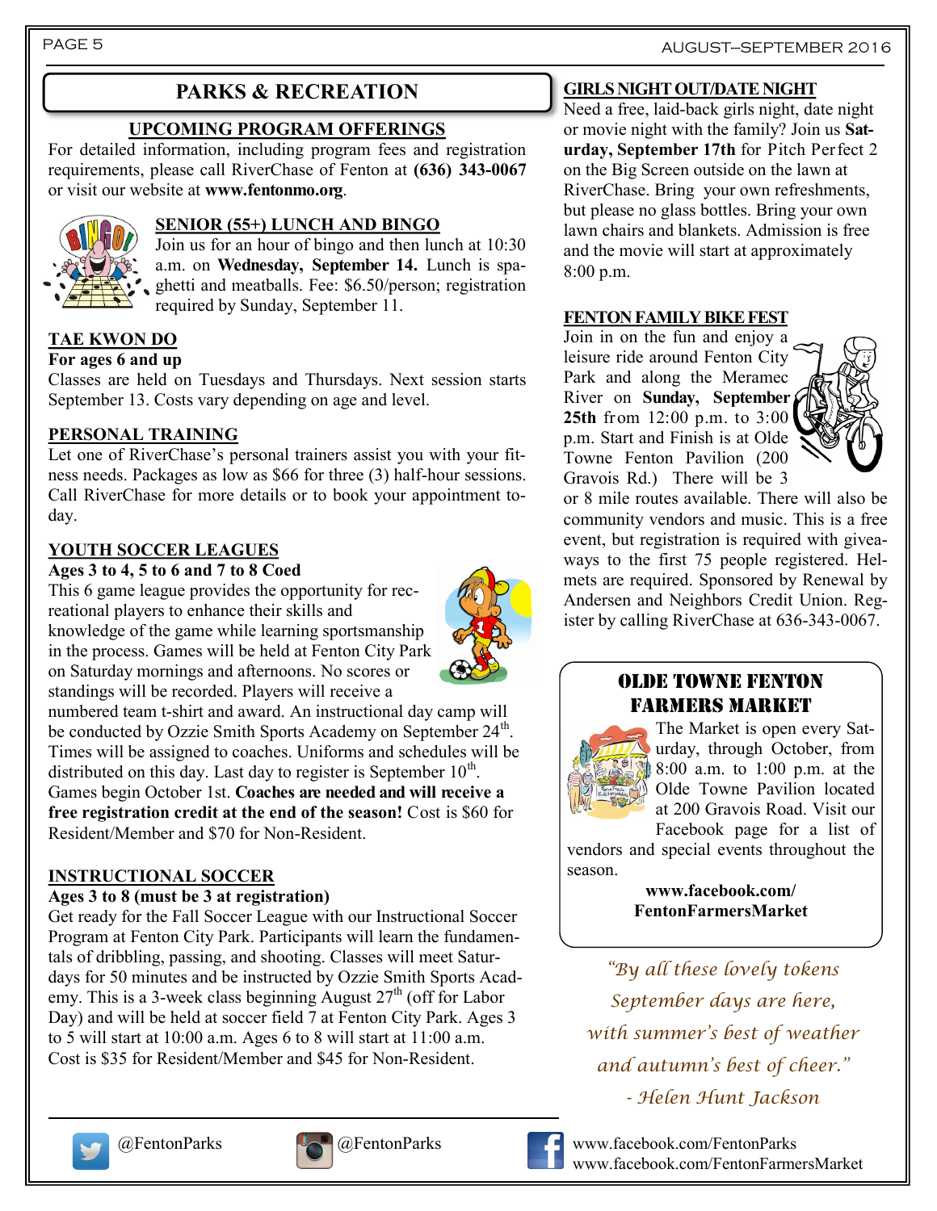# PARKS & RECREATION

## UPCOMING PROGRAM OFFERINGS

For detailed information, including program fees and registration requirements, please call RiverChase of Fenton at **(636) 343-0067** or visit our website at **www.fentonmo.org**.

### SENIOR (55+) LUNCH AND BINGO

Join us for an hour of bingo and then lunch at 10:30 a.m. on **Wednesday, September 14.** Lunch is spaghetti and meatballs. Fee: $6.50/person; registration required by Sunday, September 11.

### TAE KWON DO

**For ages 6 and up**

Classes are held on Tuesdays and Thursdays. Next session starts September 13. Costs vary depending on age and level.

### PERSONAL TRAINING

Let one of RiverChase's personal trainers assist you with your fitness needs. Packages as low as $66 for three (3) half-hour sessions. Call RiverChase for more details or to book your appointment today.

### YOUTH SOCCER LEAGUES

**Ages 3 to 4, 5 to 6 and 7 to 8 Coed**

This 6 game league provides the opportunity for recreational players to enhance their skills and knowledge of the game while learning sportsmanship in the process. Games will be held at Fenton City Park on Saturday mornings and afternoons. No scores or standings will be recorded. Players will receive a numbered team t-shirt and award. An instructional day camp will be conducted by Ozzie Smith Sports Academy on September 24th. Times will be assigned to coaches. Uniforms and schedules will be distributed on this day. Last day to register is September 10th. Games begin October 1st. **Coaches are needed and will receive a free registration credit at the end of the season!** Cost is $60 for Resident/Member and $70 for Non-Resident.

### INSTRUCTIONAL SOCCER

**Ages 3 to 8 (must be 3 at registration)**

Get ready for the Fall Soccer League with our Instructional Soccer Program at Fenton City Park. Participants will learn the fundamentals of dribbling, passing, and shooting. Classes will meet Saturdays for 50 minutes and be instructed by Ozzie Smith Sports Academy. This is a 3-week class beginning August 27th (off for Labor Day) and will be held at soccer field 7 at Fenton City Park. Ages 3 to 5 will start at 10:00 a.m. Ages 6 to 8 will start at 11:00 a.m. Cost is $35 for Resident/Member and $45 for Non-Resident.

### GIRLS NIGHT OUT/DATE NIGHT

Need a free, laid-back girls night, date night or movie night with the family? Join us **Saturday, September 17th** for Pitch Perfect 2 on the Big Screen outside on the lawn at RiverChase. Bring your own refreshments, but please no glass bottles. Bring your own lawn chairs and blankets. Admission is free and the movie will start at approximately 8:00 p.m.

### FENTON FAMILY BIKE FEST

Join in on the fun and enjoy a leisure ride around Fenton City Park and along the Meramec River on **Sunday, September 25th** from 12:00 p.m. to 3:00 p.m. Start and Finish is at Olde Towne Fenton Pavilion (200 Gravois Rd.) There will be 3 or 8 mile routes available. There will also be community vendors and music. This is a free event, but registration is required with giveaways to the first 75 people registered. Helmets are required. Sponsored by Renewal by Andersen and Neighbors Credit Union. Register by calling RiverChase at 636-343-0067.

### OLDE TOWNE FENTON FARMERS MARKET

The Market is open every Saturday, through October, from 8:00 a.m. to 1:00 p.m. at the Olde Towne Pavilion located at 200 Gravois Road. Visit our Facebook page for a list of vendors and special events throughout the season.

**www.facebook.com/FentonFarmersMarket**

*"By all these lovely tokens September days are here, with summer's best of weather and autumn's best of cheer."*
*- Helen Hunt Jackson*

@FentonParks @FentonParks www.facebook.com/FentonParks www.facebook.com/FentonFarmersMarket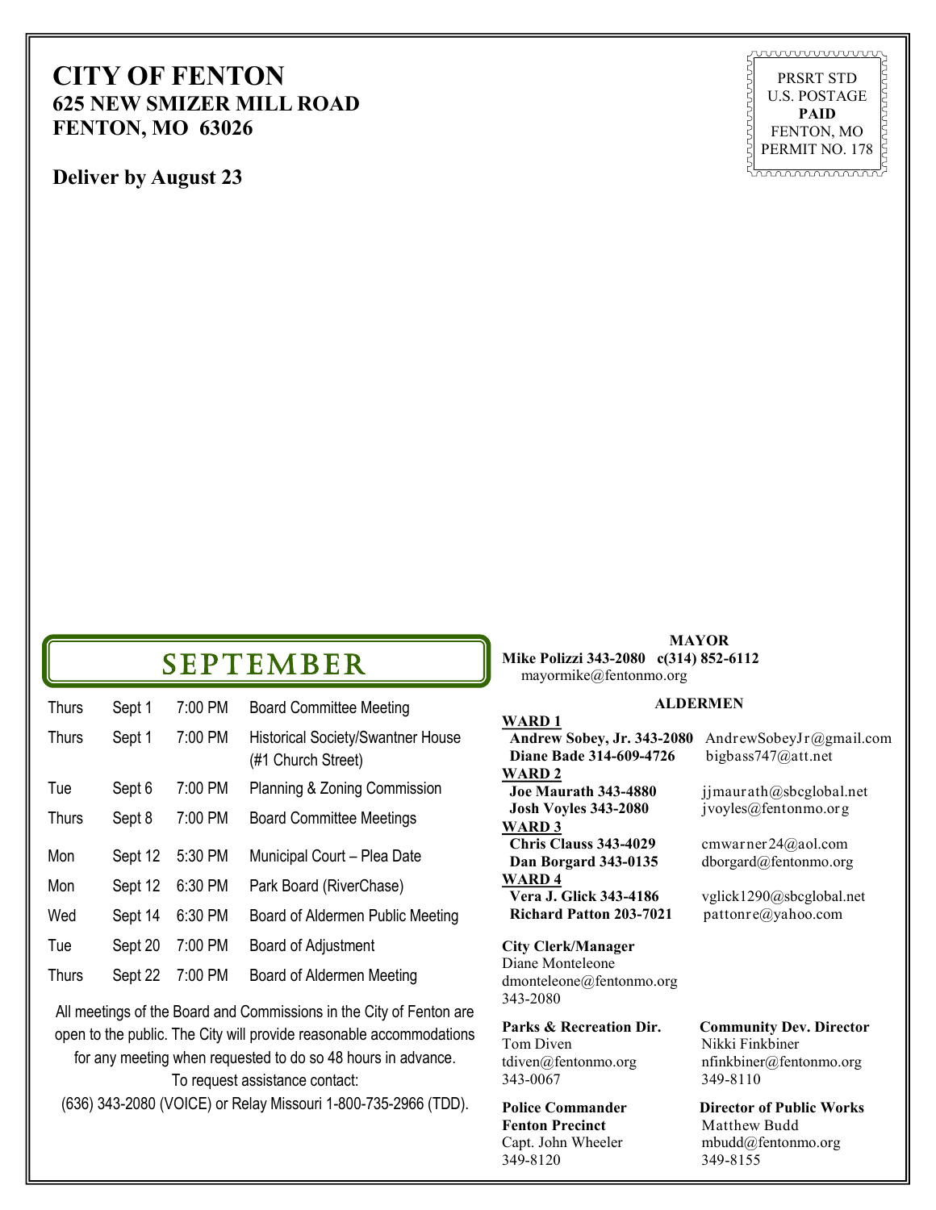# CITY OF FENTON
## 625 NEW SMIZER MILL ROAD
## FENTON, MO 63026

**Deliver by August 23**

PRSRT STD
U.S. POSTAGE
**PAID**
FENTON, MO
PERMIT NO. 178

## SEPTEMBER

| | | | |
|---|---|---|---|
| Thurs | Sept 1 | 7:00 PM | Board Committee Meeting |
| Thurs | Sept 1 | 7:00 PM | Historical Society/Swantner House (#1 Church Street) |
| Tue | Sept 6 | 7:00 PM | Planning & Zoning Commission |
| Thurs | Sept 8 | 7:00 PM | Board Committee Meetings |
| Mon | Sept 12 | 5:30 PM | Municipal Court – Plea Date |
| Mon | Sept 12 | 6:30 PM | Park Board (RiverChase) |
| Wed | Sept 14 | 6:30 PM | Board of Aldermen Public Meeting |
| Tue | Sept 20 | 7:00 PM | Board of Adjustment |
| Thurs | Sept 22 | 7:00 PM | Board of Aldermen Meeting |

All meetings of the Board and Commissions in the City of Fenton are open to the public. The City will provide reasonable accommodations for any meeting when requested to do so 48 hours in advance. To request assistance contact:
(636) 343-2080 (VOICE) or Relay Missouri 1-800-735-2966 (TDD).

**MAYOR**
**Mike Polizzi 343-2080 c(314) 852-6112**
mayormike@fentonmo.org

**ALDERMEN**

**WARD 1**
**Andrew Sobey, Jr. 343-2080** AndrewSobeyJr@gmail.com
**Diane Bade 314-609-4726** bigbass747@att.net

**WARD 2**
**Joe Maurath 343-4880** jjmaurath@sbcglobal.net
**Josh Voyles 343-2080** jvoyles@fentonmo.org

**WARD 3**
**Chris Clauss 343-4029** cmwarner24@aol.com
**Dan Borgard 343-0135** dborgard@fentonmo.org

**WARD 4**
**Vera J. Glick 343-4186** vglick1290@sbcglobal.net
**Richard Patton 203-7021** pattonre@yahoo.com

**City Clerk/Manager**
Diane Monteleone
dmonteleone@fentonmo.org
343-2080

**Parks & Recreation Dir.**
Tom Diven
tdiven@fentonmo.org
343-0067

**Community Dev. Director**
Nikki Finkbiner
nfinkbiner@fentonmo.org
349-8110

**Police Commander**
**Fenton Precinct**
Capt. John Wheeler
349-8120

**Director of Public Works**
Matthew Budd
mbudd@fentonmo.org
349-8155